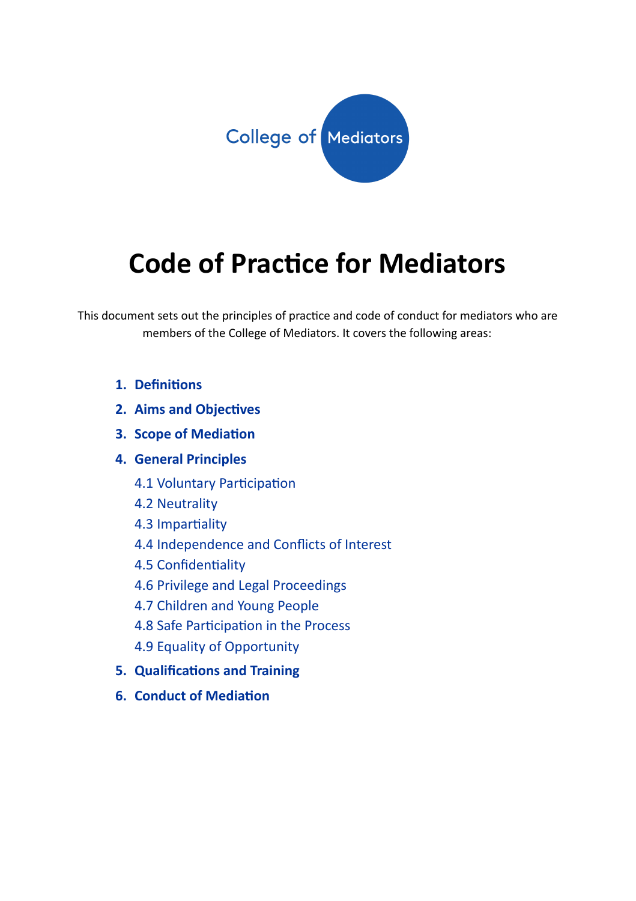College of Mediators

# Code of Practice for Mediators

This document sets out the principles of practice and code of conduct for mediators who are members of the College of Mediators. It covers the following areas:

1. **Definitions**
2. **Aims and Objectives**
3. **Scope of Mediation**
4. **General Principles**
   - 4.1 Voluntary Participation
   - 4.2 Neutrality
   - 4.3 Impartiality
   - 4.4 Independence and Conflicts of Interest
   - 4.5 Confidentiality
   - 4.6 Privilege and Legal Proceedings
   - 4.7 Children and Young People
   - 4.8 Safe Participation in the Process
   - 4.9 Equality of Opportunity
5. **Qualifications and Training**
6. **Conduct of Mediation**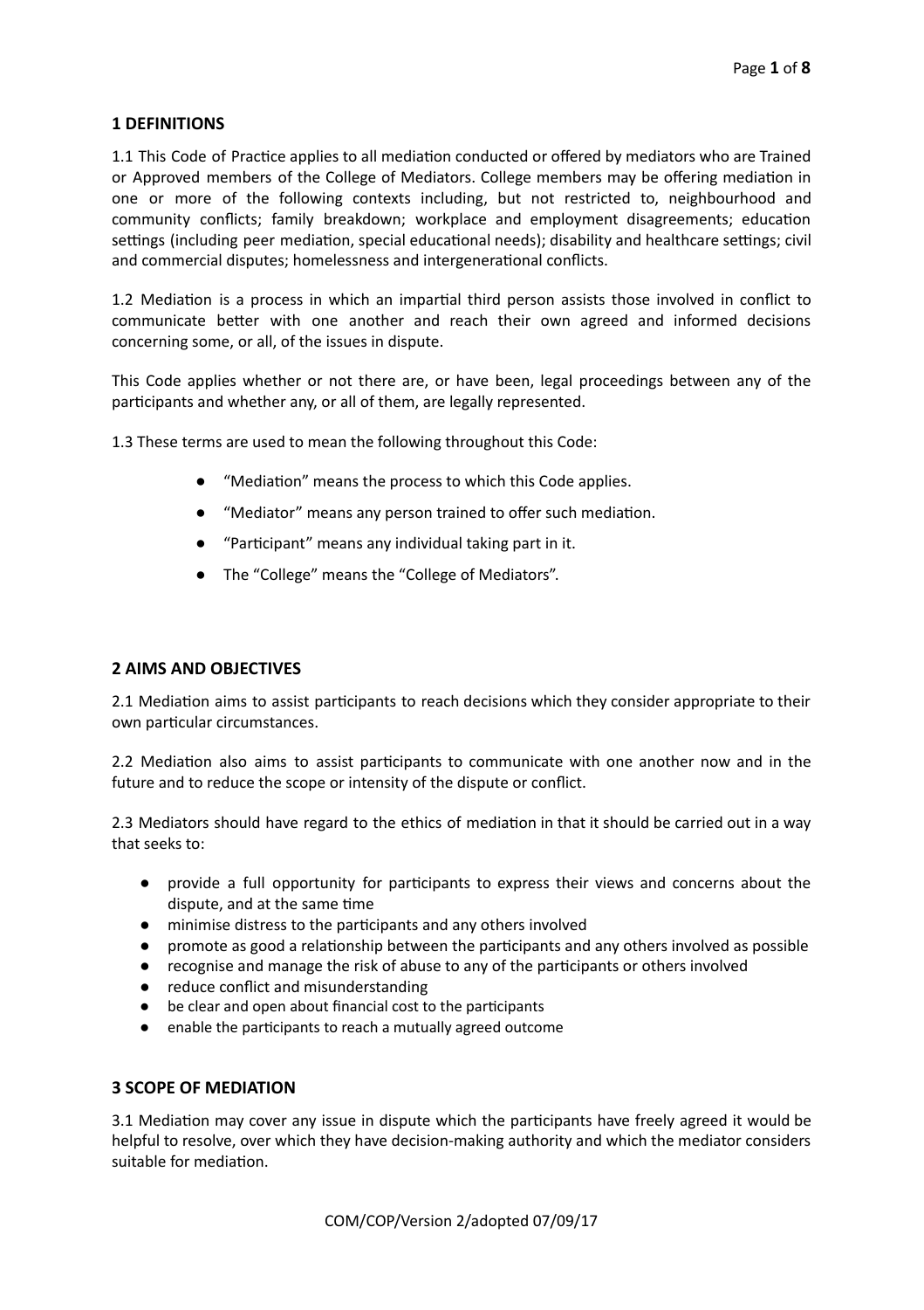## 1 DEFINITIONS

1.1 This Code of Practice applies to all mediation conducted or offered by mediators who are Trained or Approved members of the College of Mediators. College members may be offering mediation in one or more of the following contexts including, but not restricted to, neighbourhood and community conflicts; family breakdown; workplace and employment disagreements; education settings (including peer mediation, special educational needs); disability and healthcare settings; civil and commercial disputes; homelessness and intergenerational conflicts.

1.2 Mediation is a process in which an impartial third person assists those involved in conflict to communicate better with one another and reach their own agreed and informed decisions concerning some, or all, of the issues in dispute.

This Code applies whether or not there are, or have been, legal proceedings between any of the participants and whether any, or all of them, are legally represented.

1.3 These terms are used to mean the following throughout this Code:

- "Mediation" means the process to which this Code applies.
- "Mediator" means any person trained to offer such mediation.
- "Participant" means any individual taking part in it.
- The "College" means the "College of Mediators".

## 2 AIMS AND OBJECTIVES

2.1 Mediation aims to assist participants to reach decisions which they consider appropriate to their own particular circumstances.

2.2 Mediation also aims to assist participants to communicate with one another now and in the future and to reduce the scope or intensity of the dispute or conflict.

2.3 Mediators should have regard to the ethics of mediation in that it should be carried out in a way that seeks to:

- provide a full opportunity for participants to express their views and concerns about the dispute, and at the same time
- minimise distress to the participants and any others involved
- promote as good a relationship between the participants and any others involved as possible
- recognise and manage the risk of abuse to any of the participants or others involved
- reduce conflict and misunderstanding
- be clear and open about financial cost to the participants
- enable the participants to reach a mutually agreed outcome

## 3 SCOPE OF MEDIATION

3.1 Mediation may cover any issue in dispute which the participants have freely agreed it would be helpful to resolve, over which they have decision-making authority and which the mediator considers suitable for mediation.

COM/COP/Version 2/adopted 07/09/17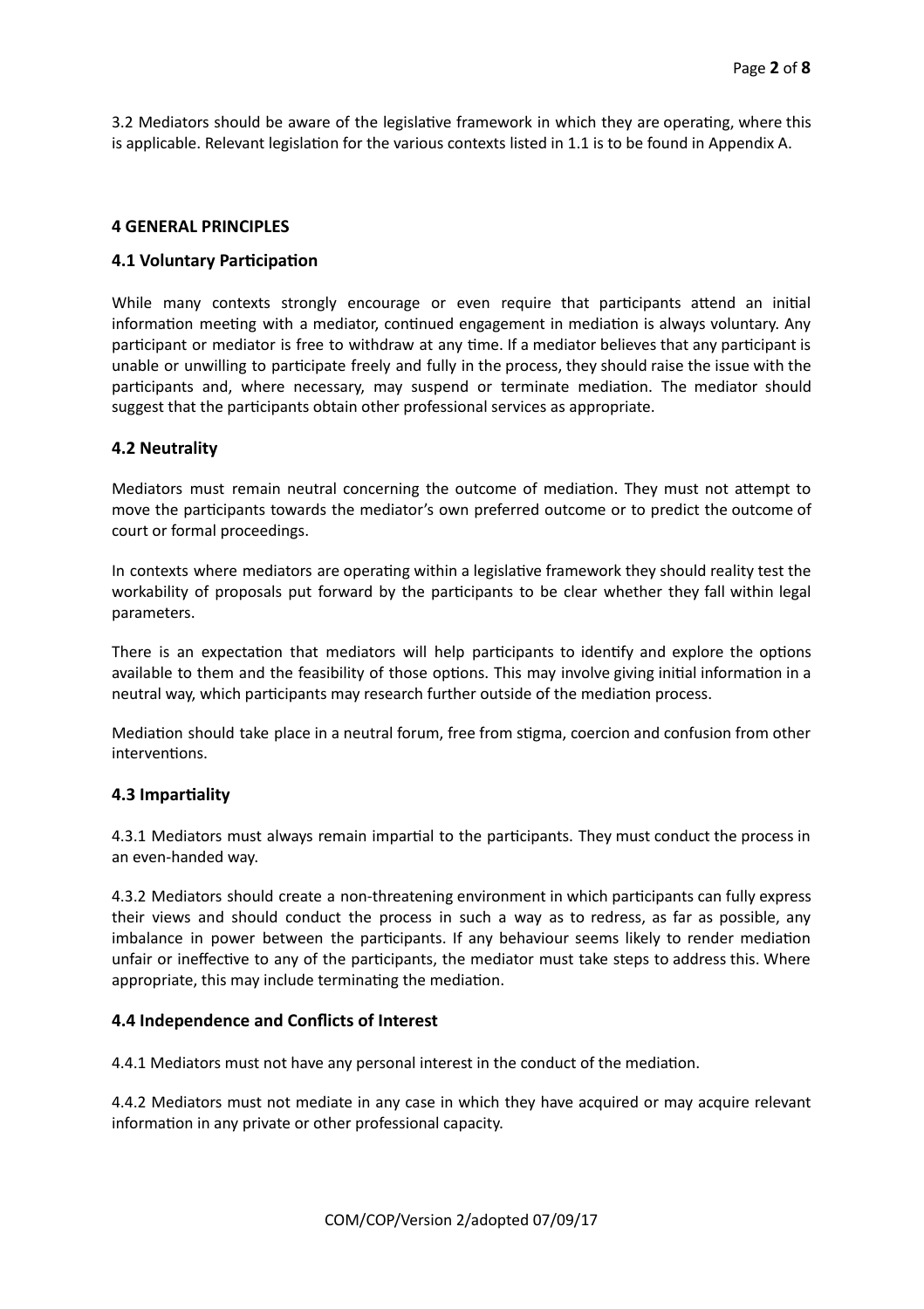3.2 Mediators should be aware of the legislative framework in which they are operating, where this is applicable. Relevant legislation for the various contexts listed in 1.1 is to be found in Appendix A.

## 4 GENERAL PRINCIPLES

### 4.1 Voluntary Participation

While many contexts strongly encourage or even require that participants attend an initial information meeting with a mediator, continued engagement in mediation is always voluntary. Any participant or mediator is free to withdraw at any time. If a mediator believes that any participant is unable or unwilling to participate freely and fully in the process, they should raise the issue with the participants and, where necessary, may suspend or terminate mediation. The mediator should suggest that the participants obtain other professional services as appropriate.

### 4.2 Neutrality

Mediators must remain neutral concerning the outcome of mediation. They must not attempt to move the participants towards the mediator's own preferred outcome or to predict the outcome of court or formal proceedings.

In contexts where mediators are operating within a legislative framework they should reality test the workability of proposals put forward by the participants to be clear whether they fall within legal parameters.

There is an expectation that mediators will help participants to identify and explore the options available to them and the feasibility of those options. This may involve giving initial information in a neutral way, which participants may research further outside of the mediation process.

Mediation should take place in a neutral forum, free from stigma, coercion and confusion from other interventions.

### 4.3 Impartiality

4.3.1 Mediators must always remain impartial to the participants. They must conduct the process in an even-handed way.

4.3.2 Mediators should create a non-threatening environment in which participants can fully express their views and should conduct the process in such a way as to redress, as far as possible, any imbalance in power between the participants. If any behaviour seems likely to render mediation unfair or ineffective to any of the participants, the mediator must take steps to address this. Where appropriate, this may include terminating the mediation.

### 4.4 Independence and Conflicts of Interest

4.4.1 Mediators must not have any personal interest in the conduct of the mediation.

4.4.2 Mediators must not mediate in any case in which they have acquired or may acquire relevant information in any private or other professional capacity.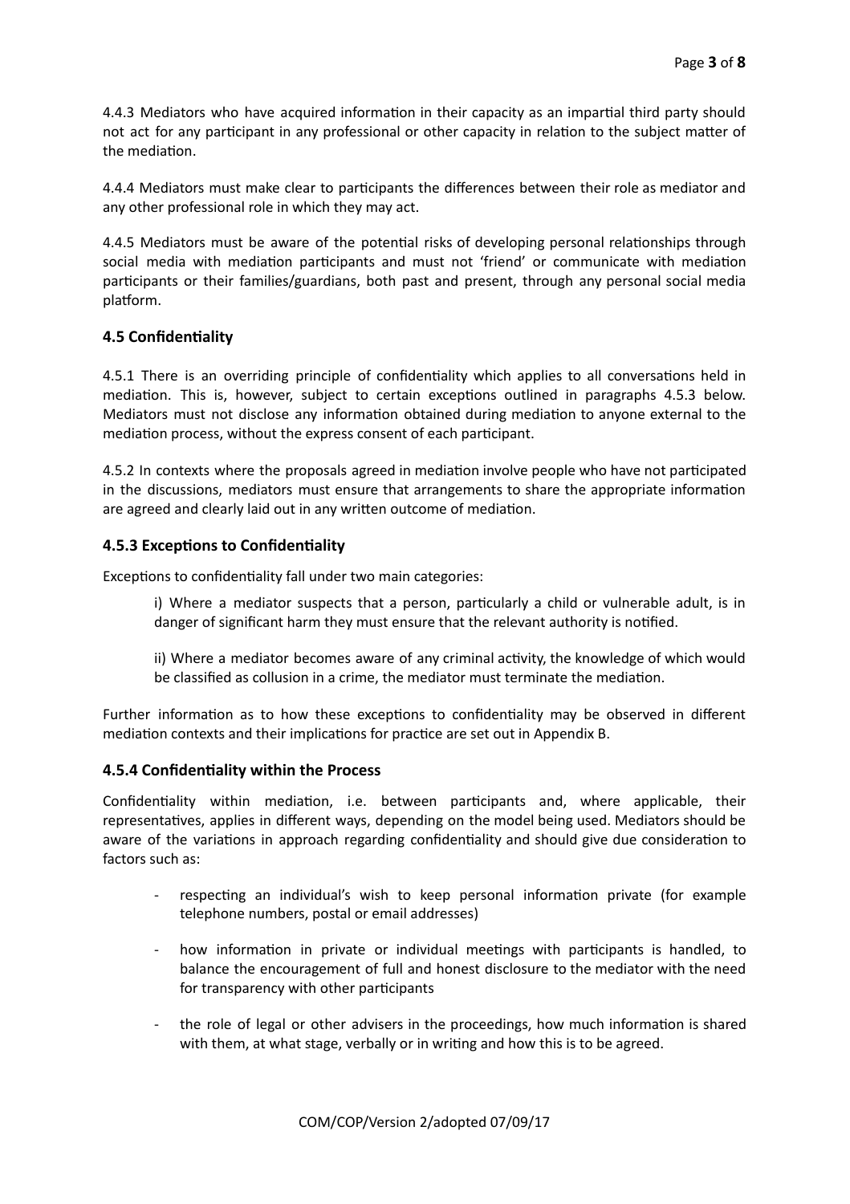4.4.3 Mediators who have acquired information in their capacity as an impartial third party should not act for any participant in any professional or other capacity in relation to the subject matter of the mediation.

4.4.4 Mediators must make clear to participants the differences between their role as mediator and any other professional role in which they may act.

4.4.5 Mediators must be aware of the potential risks of developing personal relationships through social media with mediation participants and must not 'friend' or communicate with mediation participants or their families/guardians, both past and present, through any personal social media platform.

### 4.5 Confidentiality

4.5.1 There is an overriding principle of confidentiality which applies to all conversations held in mediation. This is, however, subject to certain exceptions outlined in paragraphs 4.5.3 below. Mediators must not disclose any information obtained during mediation to anyone external to the mediation process, without the express consent of each participant.

4.5.2 In contexts where the proposals agreed in mediation involve people who have not participated in the discussions, mediators must ensure that arrangements to share the appropriate information are agreed and clearly laid out in any written outcome of mediation.

### 4.5.3 Exceptions to Confidentiality

Exceptions to confidentiality fall under two main categories:

> i) Where a mediator suspects that a person, particularly a child or vulnerable adult, is in danger of significant harm they must ensure that the relevant authority is notified.
>
> ii) Where a mediator becomes aware of any criminal activity, the knowledge of which would be classified as collusion in a crime, the mediator must terminate the mediation.

Further information as to how these exceptions to confidentiality may be observed in different mediation contexts and their implications for practice are set out in Appendix B.

### 4.5.4 Confidentiality within the Process

Confidentiality within mediation, i.e. between participants and, where applicable, their representatives, applies in different ways, depending on the model being used. Mediators should be aware of the variations in approach regarding confidentiality and should give due consideration to factors such as:

- respecting an individual's wish to keep personal information private (for example telephone numbers, postal or email addresses)
- how information in private or individual meetings with participants is handled, to balance the encouragement of full and honest disclosure to the mediator with the need for transparency with other participants
- the role of legal or other advisers in the proceedings, how much information is shared with them, at what stage, verbally or in writing and how this is to be agreed.

COM/COP/Version 2/adopted 07/09/17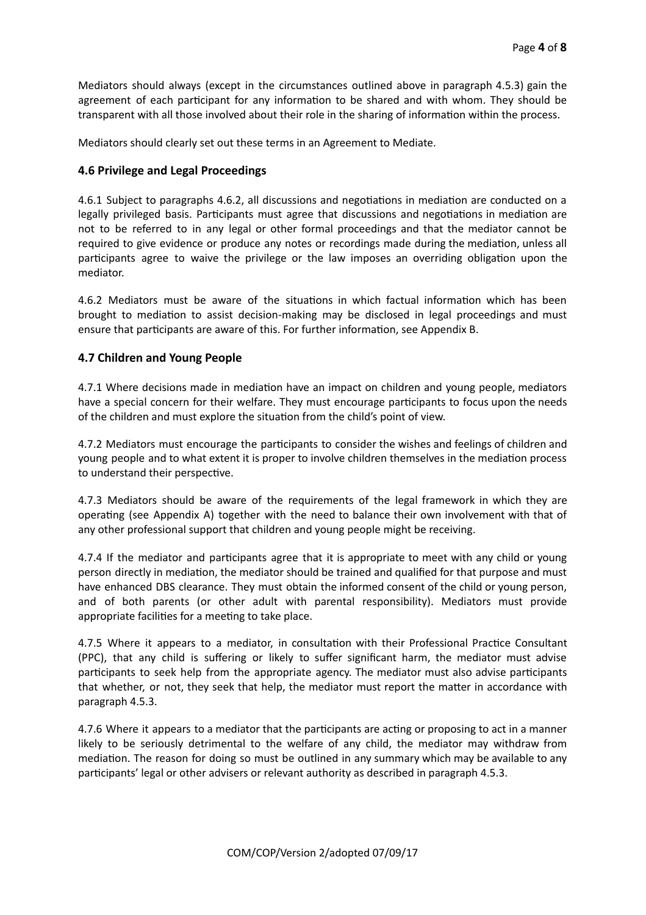Mediators should always (except in the circumstances outlined above in paragraph 4.5.3) gain the agreement of each participant for any information to be shared and with whom. They should be transparent with all those involved about their role in the sharing of information within the process.

Mediators should clearly set out these terms in an Agreement to Mediate.

### 4.6 Privilege and Legal Proceedings

4.6.1 Subject to paragraphs 4.6.2, all discussions and negotiations in mediation are conducted on a legally privileged basis. Participants must agree that discussions and negotiations in mediation are not to be referred to in any legal or other formal proceedings and that the mediator cannot be required to give evidence or produce any notes or recordings made during the mediation, unless all participants agree to waive the privilege or the law imposes an overriding obligation upon the mediator.

4.6.2 Mediators must be aware of the situations in which factual information which has been brought to mediation to assist decision-making may be disclosed in legal proceedings and must ensure that participants are aware of this. For further information, see Appendix B.

### 4.7 Children and Young People

4.7.1 Where decisions made in mediation have an impact on children and young people, mediators have a special concern for their welfare. They must encourage participants to focus upon the needs of the children and must explore the situation from the child's point of view.

4.7.2 Mediators must encourage the participants to consider the wishes and feelings of children and young people and to what extent it is proper to involve children themselves in the mediation process to understand their perspective.

4.7.3 Mediators should be aware of the requirements of the legal framework in which they are operating (see Appendix A) together with the need to balance their own involvement with that of any other professional support that children and young people might be receiving.

4.7.4 If the mediator and participants agree that it is appropriate to meet with any child or young person directly in mediation, the mediator should be trained and qualified for that purpose and must have enhanced DBS clearance. They must obtain the informed consent of the child or young person, and of both parents (or other adult with parental responsibility). Mediators must provide appropriate facilities for a meeting to take place.

4.7.5 Where it appears to a mediator, in consultation with their Professional Practice Consultant (PPC), that any child is suffering or likely to suffer significant harm, the mediator must advise participants to seek help from the appropriate agency. The mediator must also advise participants that whether, or not, they seek that help, the mediator must report the matter in accordance with paragraph 4.5.3.

4.7.6 Where it appears to a mediator that the participants are acting or proposing to act in a manner likely to be seriously detrimental to the welfare of any child, the mediator may withdraw from mediation. The reason for doing so must be outlined in any summary which may be available to any participants' legal or other advisers or relevant authority as described in paragraph 4.5.3.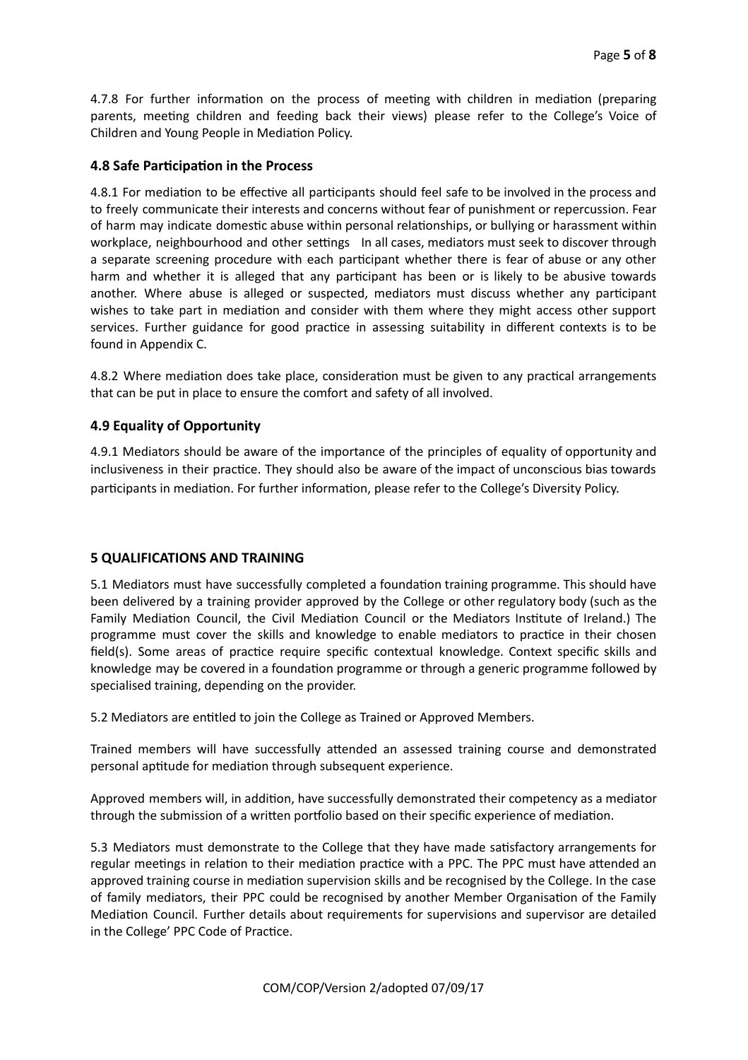4.7.8 For further information on the process of meeting with children in mediation (preparing parents, meeting children and feeding back their views) please refer to the College's Voice of Children and Young People in Mediation Policy.

### 4.8 Safe Participation in the Process

4.8.1 For mediation to be effective all participants should feel safe to be involved in the process and to freely communicate their interests and concerns without fear of punishment or repercussion. Fear of harm may indicate domestic abuse within personal relationships, or bullying or harassment within workplace, neighbourhood and other settings In all cases, mediators must seek to discover through a separate screening procedure with each participant whether there is fear of abuse or any other harm and whether it is alleged that any participant has been or is likely to be abusive towards another. Where abuse is alleged or suspected, mediators must discuss whether any participant wishes to take part in mediation and consider with them where they might access other support services. Further guidance for good practice in assessing suitability in different contexts is to be found in Appendix C.

4.8.2 Where mediation does take place, consideration must be given to any practical arrangements that can be put in place to ensure the comfort and safety of all involved.

### 4.9 Equality of Opportunity

4.9.1 Mediators should be aware of the importance of the principles of equality of opportunity and inclusiveness in their practice. They should also be aware of the impact of unconscious bias towards participants in mediation. For further information, please refer to the College's Diversity Policy.

## 5 QUALIFICATIONS AND TRAINING

5.1 Mediators must have successfully completed a foundation training programme. This should have been delivered by a training provider approved by the College or other regulatory body (such as the Family Mediation Council, the Civil Mediation Council or the Mediators Institute of Ireland.) The programme must cover the skills and knowledge to enable mediators to practice in their chosen field(s). Some areas of practice require specific contextual knowledge. Context specific skills and knowledge may be covered in a foundation programme or through a generic programme followed by specialised training, depending on the provider.

5.2 Mediators are entitled to join the College as Trained or Approved Members.

Trained members will have successfully attended an assessed training course and demonstrated personal aptitude for mediation through subsequent experience.

Approved members will, in addition, have successfully demonstrated their competency as a mediator through the submission of a written portfolio based on their specific experience of mediation.

5.3 Mediators must demonstrate to the College that they have made satisfactory arrangements for regular meetings in relation to their mediation practice with a PPC. The PPC must have attended an approved training course in mediation supervision skills and be recognised by the College. In the case of family mediators, their PPC could be recognised by another Member Organisation of the Family Mediation Council. Further details about requirements for supervisions and supervisor are detailed in the College' PPC Code of Practice.

COM/COP/Version 2/adopted 07/09/17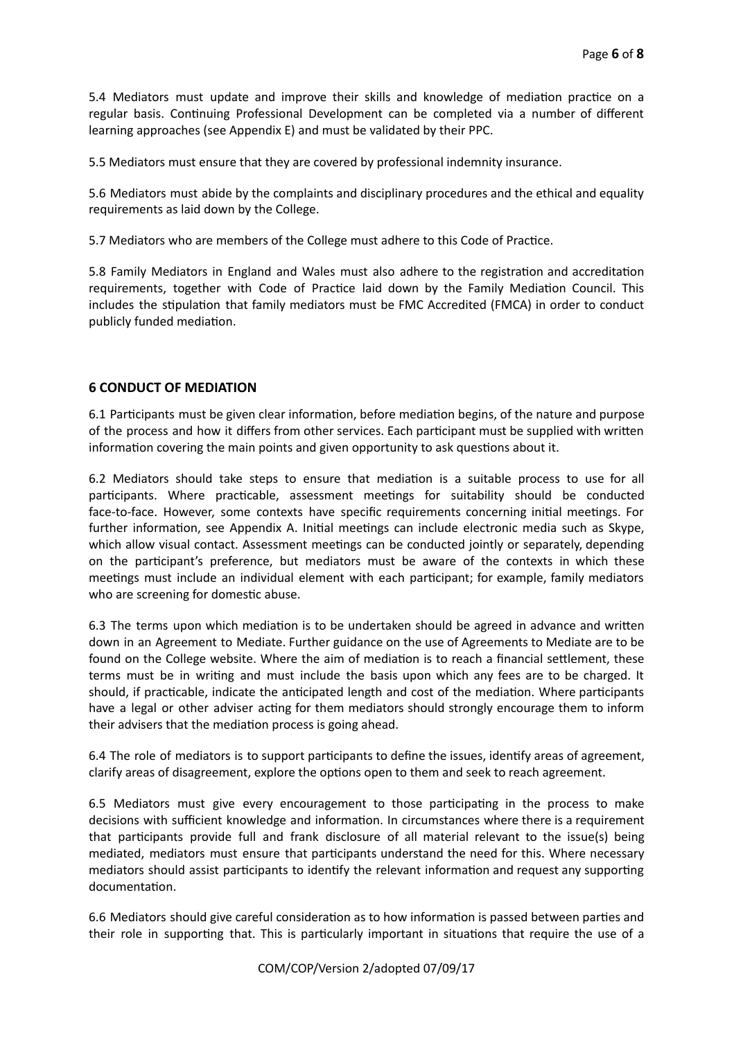5.4 Mediators must update and improve their skills and knowledge of mediation practice on a regular basis. Continuing Professional Development can be completed via a number of different learning approaches (see Appendix E) and must be validated by their PPC.

5.5 Mediators must ensure that they are covered by professional indemnity insurance.

5.6 Mediators must abide by the complaints and disciplinary procedures and the ethical and equality requirements as laid down by the College.

5.7 Mediators who are members of the College must adhere to this Code of Practice.

5.8 Family Mediators in England and Wales must also adhere to the registration and accreditation requirements, together with Code of Practice laid down by the Family Mediation Council. This includes the stipulation that family mediators must be FMC Accredited (FMCA) in order to conduct publicly funded mediation.

## 6 CONDUCT OF MEDIATION

6.1 Participants must be given clear information, before mediation begins, of the nature and purpose of the process and how it differs from other services. Each participant must be supplied with written information covering the main points and given opportunity to ask questions about it.

6.2 Mediators should take steps to ensure that mediation is a suitable process to use for all participants. Where practicable, assessment meetings for suitability should be conducted face-to-face. However, some contexts have specific requirements concerning initial meetings. For further information, see Appendix A. Initial meetings can include electronic media such as Skype, which allow visual contact. Assessment meetings can be conducted jointly or separately, depending on the participant's preference, but mediators must be aware of the contexts in which these meetings must include an individual element with each participant; for example, family mediators who are screening for domestic abuse.

6.3 The terms upon which mediation is to be undertaken should be agreed in advance and written down in an Agreement to Mediate. Further guidance on the use of Agreements to Mediate are to be found on the College website. Where the aim of mediation is to reach a financial settlement, these terms must be in writing and must include the basis upon which any fees are to be charged. It should, if practicable, indicate the anticipated length and cost of the mediation. Where participants have a legal or other adviser acting for them mediators should strongly encourage them to inform their advisers that the mediation process is going ahead.

6.4 The role of mediators is to support participants to define the issues, identify areas of agreement, clarify areas of disagreement, explore the options open to them and seek to reach agreement.

6.5 Mediators must give every encouragement to those participating in the process to make decisions with sufficient knowledge and information. In circumstances where there is a requirement that participants provide full and frank disclosure of all material relevant to the issue(s) being mediated, mediators must ensure that participants understand the need for this. Where necessary mediators should assist participants to identify the relevant information and request any supporting documentation.

6.6 Mediators should give careful consideration as to how information is passed between parties and their role in supporting that. This is particularly important in situations that require the use of a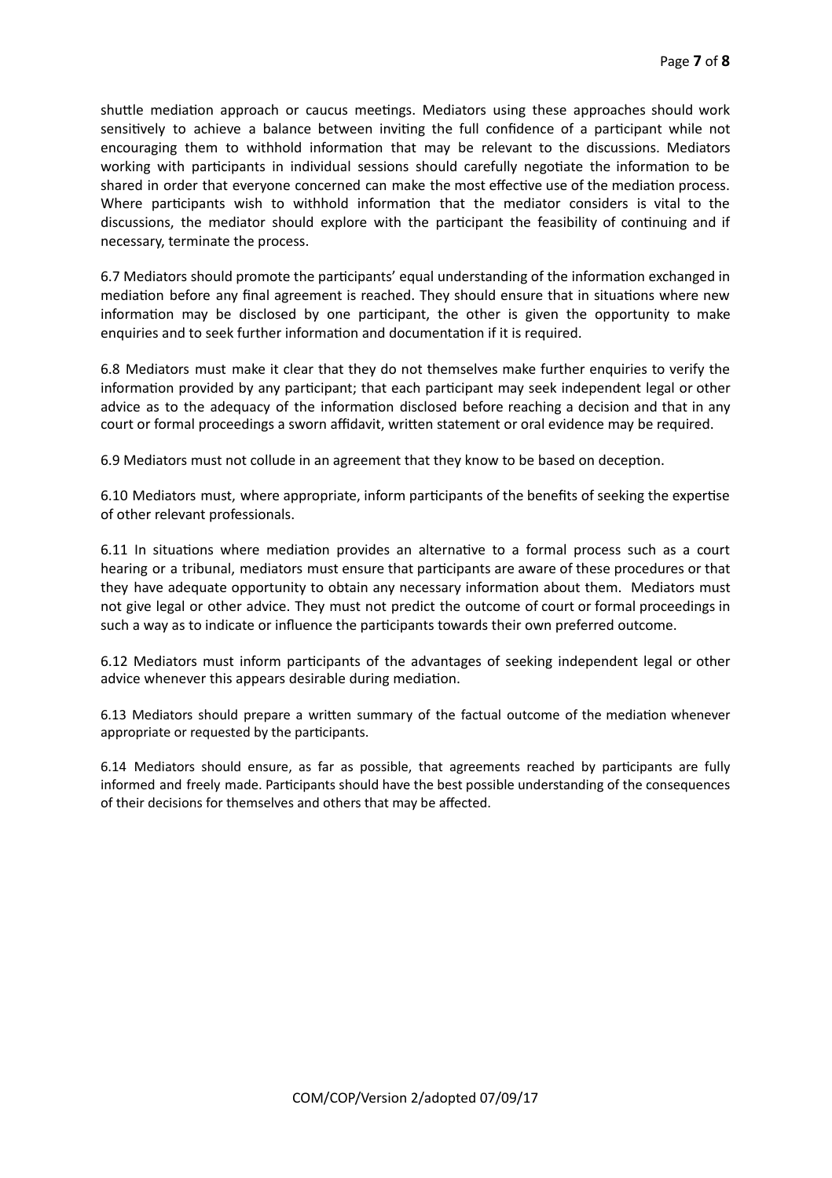shuttle mediation approach or caucus meetings. Mediators using these approaches should work sensitively to achieve a balance between inviting the full confidence of a participant while not encouraging them to withhold information that may be relevant to the discussions. Mediators working with participants in individual sessions should carefully negotiate the information to be shared in order that everyone concerned can make the most effective use of the mediation process. Where participants wish to withhold information that the mediator considers is vital to the discussions, the mediator should explore with the participant the feasibility of continuing and if necessary, terminate the process.

6.7 Mediators should promote the participants' equal understanding of the information exchanged in mediation before any final agreement is reached. They should ensure that in situations where new information may be disclosed by one participant, the other is given the opportunity to make enquiries and to seek further information and documentation if it is required.

6.8 Mediators must make it clear that they do not themselves make further enquiries to verify the information provided by any participant; that each participant may seek independent legal or other advice as to the adequacy of the information disclosed before reaching a decision and that in any court or formal proceedings a sworn affidavit, written statement or oral evidence may be required.

6.9 Mediators must not collude in an agreement that they know to be based on deception.

6.10 Mediators must, where appropriate, inform participants of the benefits of seeking the expertise of other relevant professionals.

6.11 In situations where mediation provides an alternative to a formal process such as a court hearing or a tribunal, mediators must ensure that participants are aware of these procedures or that they have adequate opportunity to obtain any necessary information about them. Mediators must not give legal or other advice. They must not predict the outcome of court or formal proceedings in such a way as to indicate or influence the participants towards their own preferred outcome.

6.12 Mediators must inform participants of the advantages of seeking independent legal or other advice whenever this appears desirable during mediation.

6.13 Mediators should prepare a written summary of the factual outcome of the mediation whenever appropriate or requested by the participants.

6.14 Mediators should ensure, as far as possible, that agreements reached by participants are fully informed and freely made. Participants should have the best possible understanding of the consequences of their decisions for themselves and others that may be affected.